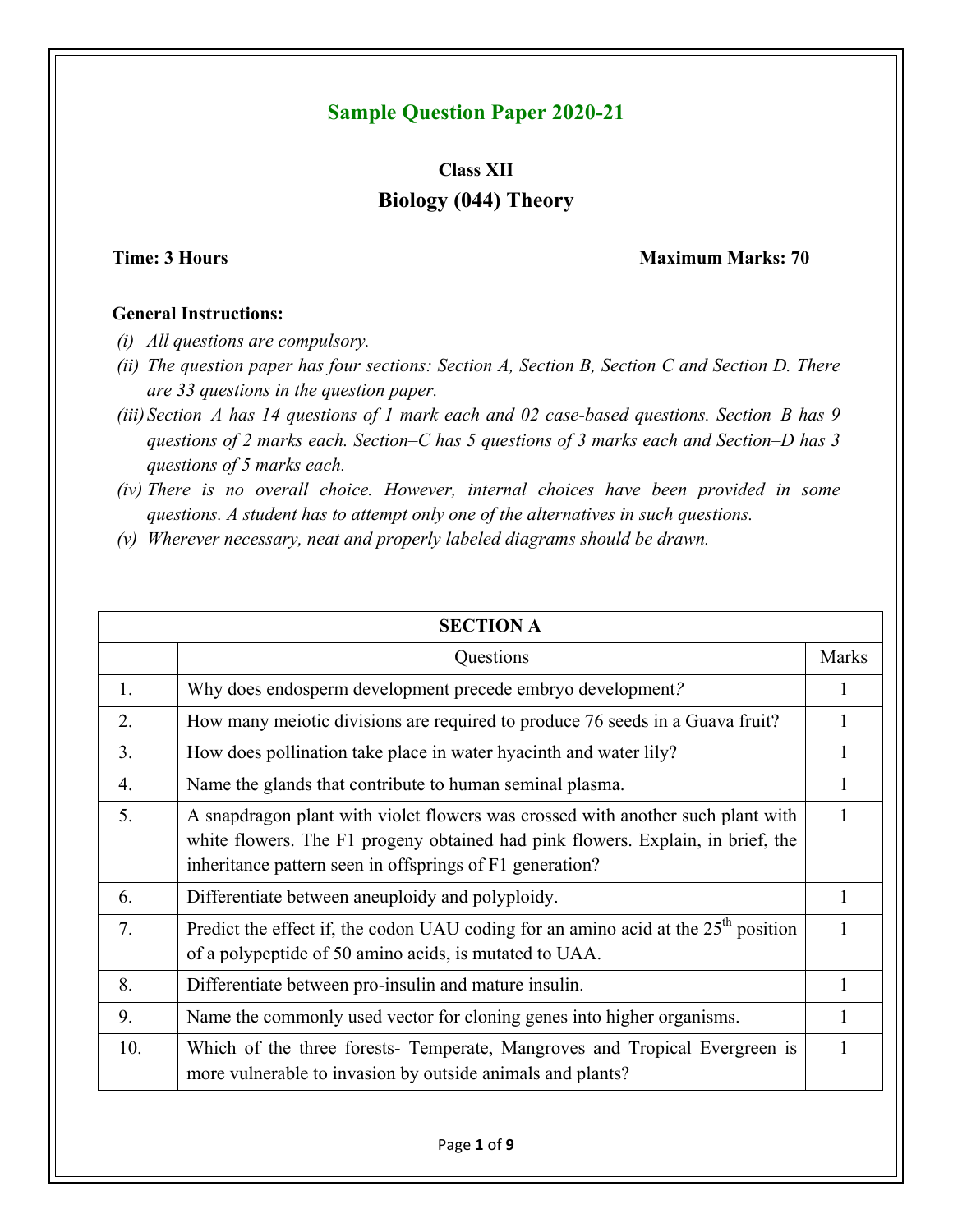# Sample Question Paper 2020-21

## Class XII

## Biology (044) Theory

**Time: 3 Hours** **Maximum Marks: 70**

**General Instructions:**

*(i) All questions are compulsory.*

*(ii) The question paper has four sections: Section A, Section B, Section C and Section D. There are 33 questions in the question paper.*

*(iii) Section–A has 14 questions of 1 mark each and 02 case-based questions. Section–B has 9 questions of 2 marks each. Section–C has 5 questions of 3 marks each and Section–D has 3 questions of 5 marks each.*

*(iv) There is no overall choice. However, internal choices have been provided in some questions. A student has to attempt only one of the alternatives in such questions.*

*(v) Wherever necessary, neat and properly labeled diagrams should be drawn.*

| SECTION A | | |
|---|---|---|
| | Questions | Marks |
| 1. | Why does endosperm development precede embryo development? | 1 |
| 2. | How many meiotic divisions are required to produce 76 seeds in a Guava fruit? | 1 |
| 3. | How does pollination take place in water hyacinth and water lily? | 1 |
| 4. | Name the glands that contribute to human seminal plasma. | 1 |
| 5. | A snapdragon plant with violet flowers was crossed with another such plant with white flowers. The F1 progeny obtained had pink flowers. Explain, in brief, the inheritance pattern seen in offsprings of F1 generation? | 1 |
| 6. | Differentiate between aneuploidy and polyploidy. | 1 |
| 7. | Predict the effect if, the codon UAU coding for an amino acid at the $25^{th}$ position of a polypeptide of 50 amino acids, is mutated to UAA. | 1 |
| 8. | Differentiate between pro-insulin and mature insulin. | 1 |
| 9. | Name the commonly used vector for cloning genes into higher organisms. | 1 |
| 10. | Which of the three forests- Temperate, Mangroves and Tropical Evergreen is more vulnerable to invasion by outside animals and plants? | 1 |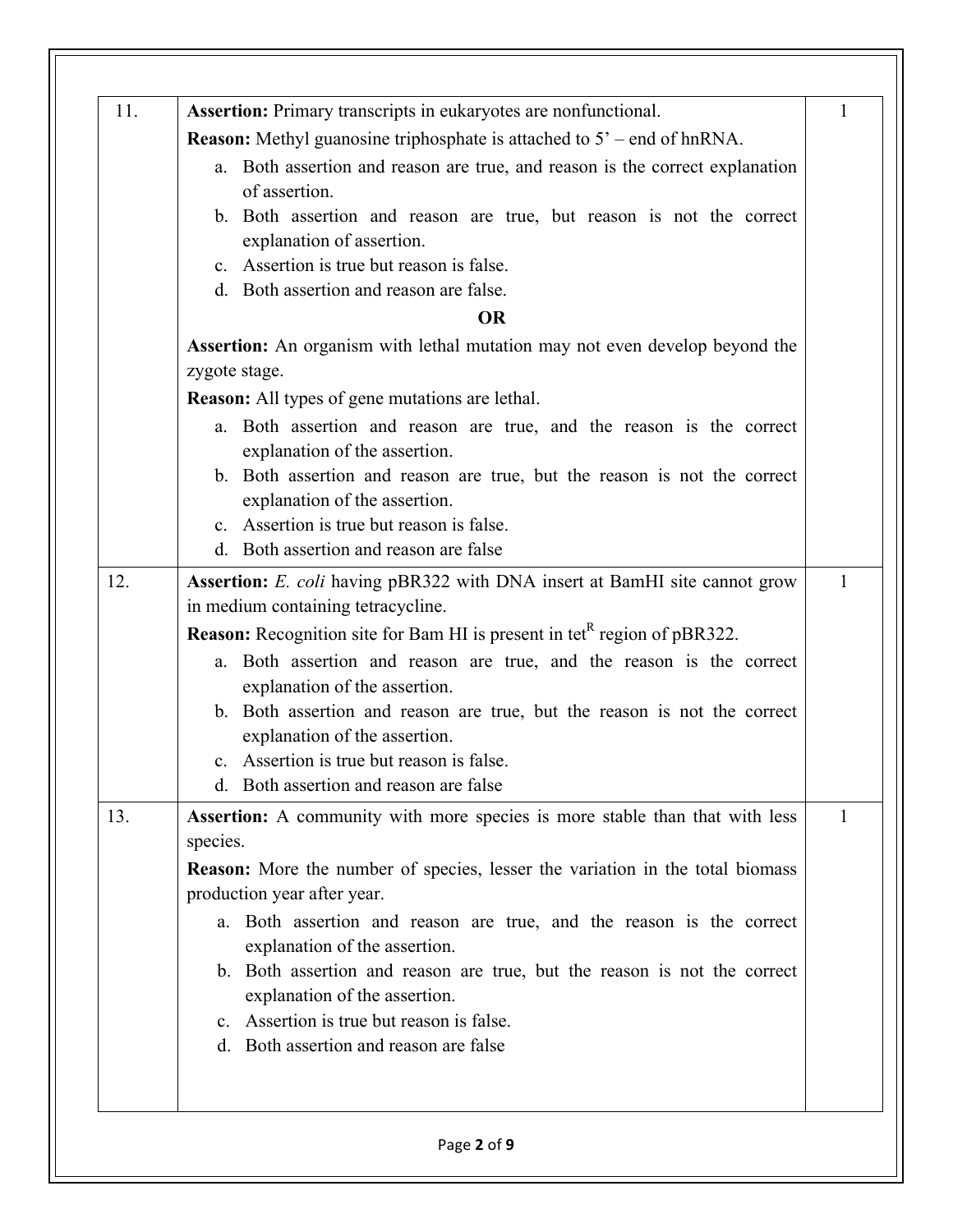| | | |
|---|---|---|
| 11. | **Assertion:** Primary transcripts in eukaryotes are nonfunctional.<br>**Reason:** Methyl guanosine triphosphate is attached to 5' – end of hnRNA.<br>a. Both assertion and reason are true, and reason is the correct explanation of assertion.<br>b. Both assertion and reason are true, but reason is not the correct explanation of assertion.<br>c. Assertion is true but reason is false.<br>d. Both assertion and reason are false.<br>**OR**<br>**Assertion:** An organism with lethal mutation may not even develop beyond the zygote stage.<br>**Reason:** All types of gene mutations are lethal.<br>a. Both assertion and reason are true, and the reason is the correct explanation of the assertion.<br>b. Both assertion and reason are true, but the reason is not the correct explanation of the assertion.<br>c. Assertion is true but reason is false.<br>d. Both assertion and reason are false | 1 |
| 12. | **Assertion:** *E. coli* having pBR322 with DNA insert at BamHI site cannot grow in medium containing tetracycline.<br>**Reason:** Recognition site for Bam HI is present in $tet^R$ region of pBR322.<br>a. Both assertion and reason are true, and the reason is the correct explanation of the assertion.<br>b. Both assertion and reason are true, but the reason is not the correct explanation of the assertion.<br>c. Assertion is true but reason is false.<br>d. Both assertion and reason are false | 1 |
| 13. | **Assertion:** A community with more species is more stable than that with less species.<br>**Reason:** More the number of species, lesser the variation in the total biomass production year after year.<br>a. Both assertion and reason are true, and the reason is the correct explanation of the assertion.<br>b. Both assertion and reason are true, but the reason is not the correct explanation of the assertion.<br>c. Assertion is true but reason is false.<br>d. Both assertion and reason are false | 1 |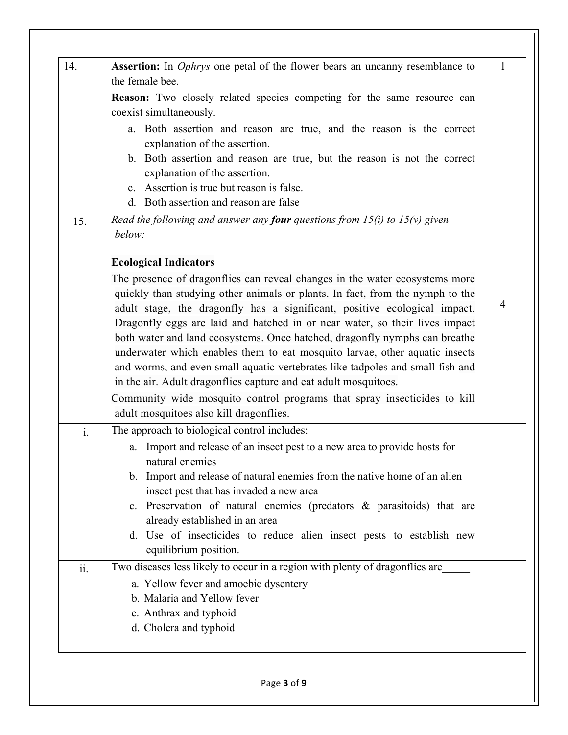| | | |
|---|---|---|
| 14. | **Assertion:** In *Ophrys* one petal of the flower bears an uncanny resemblance to the female bee.<br>**Reason:** Two closely related species competing for the same resource can coexist simultaneously.<br>a. Both assertion and reason are true, and the reason is the correct explanation of the assertion.<br>b. Both assertion and reason are true, but the reason is not the correct explanation of the assertion.<br>c. Assertion is true but reason is false.<br>d. Both assertion and reason are false | 1 |
| 15. | *Read the following and answer any **four** questions from 15(i) to 15(v) given below:*<br><br>**Ecological Indicators**<br>The presence of dragonflies can reveal changes in the water ecosystems more quickly than studying other animals or plants. In fact, from the nymph to the adult stage, the dragonfly has a significant, positive ecological impact. Dragonfly eggs are laid and hatched in or near water, so their lives impact both water and land ecosystems. Once hatched, dragonfly nymphs can breathe underwater which enables them to eat mosquito larvae, other aquatic insects and worms, and even small aquatic vertebrates like tadpoles and small fish and in the air. Adult dragonflies capture and eat adult mosquitoes.<br>Community wide mosquito control programs that spray insecticides to kill adult mosquitoes also kill dragonflies. | 4 |
| i. | The approach to biological control includes:<br>a. Import and release of an insect pest to a new area to provide hosts for natural enemies<br>b. Import and release of natural enemies from the native home of an alien insect pest that has invaded a new area<br>c. Preservation of natural enemies (predators & parasitoids) that are already established in an area<br>d. Use of insecticides to reduce alien insect pests to establish new equilibrium position. | |
| ii. | Two diseases less likely to occur in a region with plenty of dragonflies are_____<br>a. Yellow fever and amoebic dysentery<br>b. Malaria and Yellow fever<br>c. Anthrax and typhoid<br>d. Cholera and typhoid | |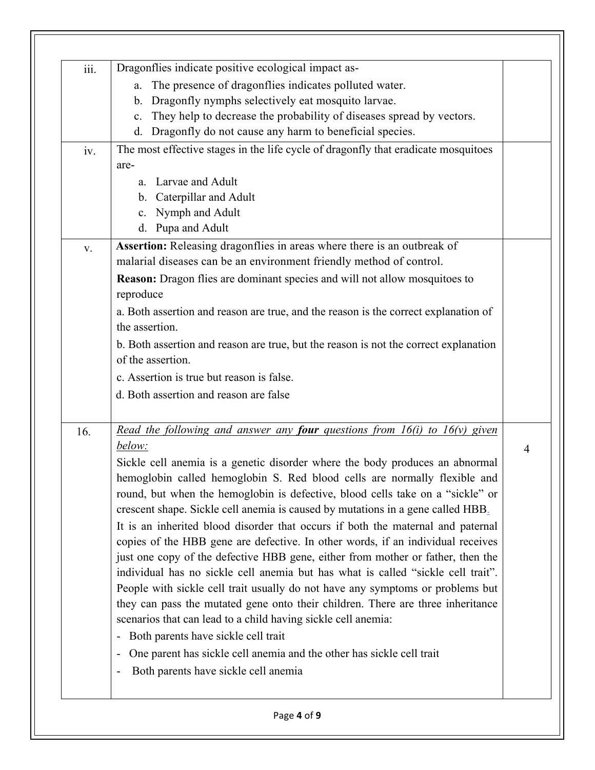| | | |
|---|---|---|
| iii. | Dragonflies indicate positive ecological impact as-<br>a. The presence of dragonflies indicates polluted water.<br>b. Dragonfly nymphs selectively eat mosquito larvae.<br>c. They help to decrease the probability of diseases spread by vectors.<br>d. Dragonfly do not cause any harm to beneficial species. | |
| iv. | The most effective stages in the life cycle of dragonfly that eradicate mosquitoes are-<br>a. Larvae and Adult<br>b. Caterpillar and Adult<br>c. Nymph and Adult<br>d. Pupa and Adult | |
| v. | **Assertion:** Releasing dragonflies in areas where there is an outbreak of malarial diseases can be an environment friendly method of control.<br>**Reason:** Dragon flies are dominant species and will not allow mosquitoes to reproduce<br>a. Both assertion and reason are true, and the reason is the correct explanation of the assertion.<br>b. Both assertion and reason are true, but the reason is not the correct explanation of the assertion.<br>c. Assertion is true but reason is false.<br>d. Both assertion and reason are false | |
| 16. | *Read the following and answer any **four** questions from 16(i) to 16(v) given below:*<br>Sickle cell anemia is a genetic disorder where the body produces an abnormal hemoglobin called hemoglobin S. Red blood cells are normally flexible and round, but when the hemoglobin is defective, blood cells take on a "sickle" or crescent shape. Sickle cell anemia is caused by mutations in a gene called HBB.<br>It is an inherited blood disorder that occurs if both the maternal and paternal copies of the HBB gene are defective. In other words, if an individual receives just one copy of the defective HBB gene, either from mother or father, then the individual has no sickle cell anemia but has what is called "sickle cell trait". People with sickle cell trait usually do not have any symptoms or problems but they can pass the mutated gene onto their children. There are three inheritance scenarios that can lead to a child having sickle cell anemia:<br>- Both parents have sickle cell trait<br>- One parent has sickle cell anemia and the other has sickle cell trait<br>- Both parents have sickle cell anemia | 4 |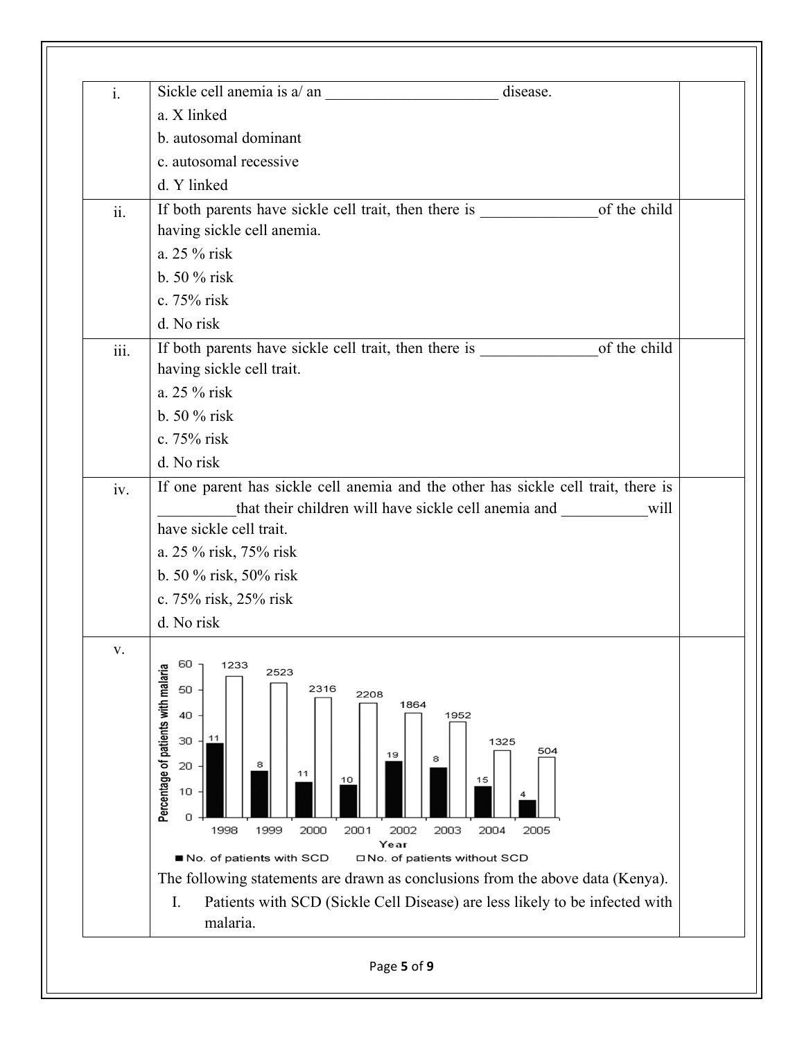i. Sickle cell anemia is a/ an ______________________ disease.

a. X linked

b. autosomal dominant

c. autosomal recessive

d. Y linked

ii. If both parents have sickle cell trait, then there is _______________of the child having sickle cell anemia.

a. 25 % risk

b. 50 % risk

c. 75% risk

d. No risk

iii. If both parents have sickle cell trait, then there is _______________of the child having sickle cell trait.

a. 25 % risk

b. 50 % risk

c. 75% risk

d. No risk

iv. If one parent has sickle cell anemia and the other has sickle cell trait, there is __________that their children will have sickle cell anemia and ___________will have sickle cell trait.

a. 25 % risk, 75% risk

b. 50 % risk, 50% risk

c. 75% risk, 25% risk

d. No risk

v.

| Year | No. of patients with SCD | No. of patients without SCD |
|---|---|---|
| 1998 | 11 | 1233 |
| 1999 | 8 | 2523 |
| 2000 | 11 | 2316 |
| 2001 | 10 | 2208 |
| 2002 | 19 | 1864 |
| 2003 | 8 | 1952 |
| 2004 | 15 | 1325 |
| 2005 | 4 | 504 |

(Y-axis: Percentage of patients with malaria; X-axis: Year)

The following statements are drawn as conclusions from the above data (Kenya).

I. Patients with SCD (Sickle Cell Disease) are less likely to be infected with malaria.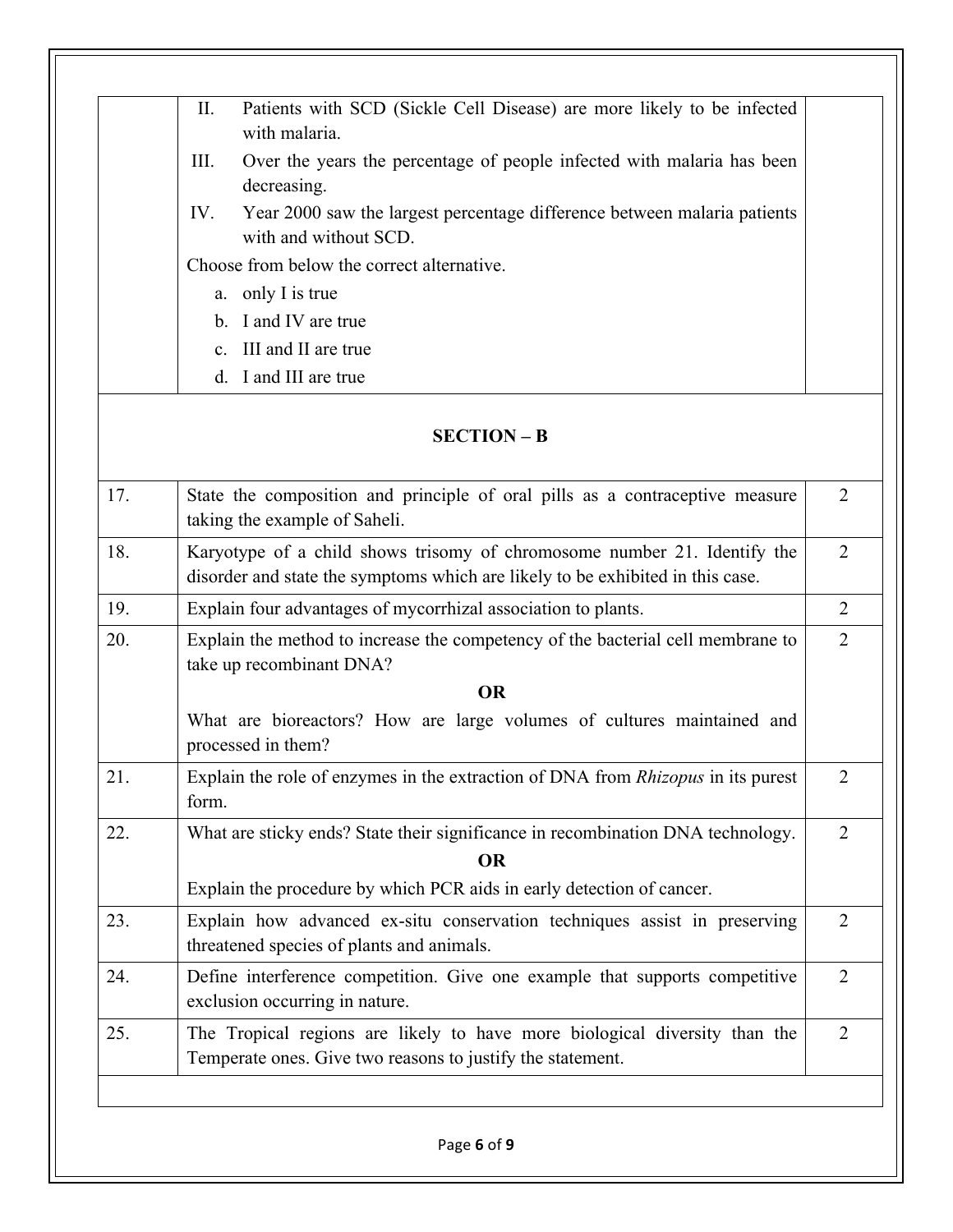|  | II. Patients with SCD (Sickle Cell Disease) are more likely to be infected with malaria.<br>III. Over the years the percentage of people infected with malaria has been decreasing.<br>IV. Year 2000 saw the largest percentage difference between malaria patients with and without SCD.<br>Choose from below the correct alternative.<br>a. only I is true<br>b. I and IV are true<br>c. III and II are true<br>d. I and III are true |  |
|---|---|---|

## SECTION – B

| | | |
|---|---|---|
| 17. | State the composition and principle of oral pills as a contraceptive measure taking the example of Saheli. | 2 |
| 18. | Karyotype of a child shows trisomy of chromosome number 21. Identify the disorder and state the symptoms which are likely to be exhibited in this case. | 2 |
| 19. | Explain four advantages of mycorrhizal association to plants. | 2 |
| 20. | Explain the method to increase the competency of the bacterial cell membrane to take up recombinant DNA?<br>**OR**<br>What are bioreactors? How are large volumes of cultures maintained and processed in them? | 2 |
| 21. | Explain the role of enzymes in the extraction of DNA from *Rhizopus* in its purest form. | 2 |
| 22. | What are sticky ends? State their significance in recombination DNA technology.<br>**OR**<br>Explain the procedure by which PCR aids in early detection of cancer. | 2 |
| 23. | Explain how advanced ex-situ conservation techniques assist in preserving threatened species of plants and animals. | 2 |
| 24. | Define interference competition. Give one example that supports competitive exclusion occurring in nature. | 2 |
| 25. | The Tropical regions are likely to have more biological diversity than the Temperate ones. Give two reasons to justify the statement. | 2 |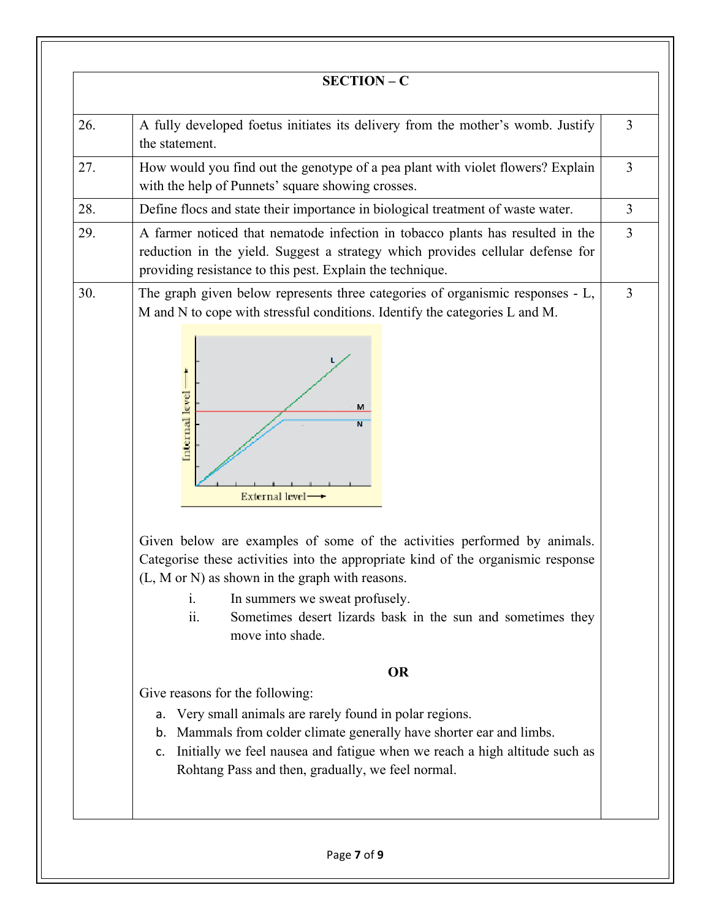## SECTION – C

| | | |
|---|---|---|
| 26. | A fully developed foetus initiates its delivery from the mother's womb. Justify the statement. | 3 |
| 27. | How would you find out the genotype of a pea plant with violet flowers? Explain with the help of Punnets' square showing crosses. | 3 |
| 28. | Define flocs and state their importance in biological treatment of waste water. | 3 |
| 29. | A farmer noticed that nematode infection in tobacco plants has resulted in the reduction in the yield. Suggest a strategy which provides cellular defense for providing resistance to this pest. Explain the technique. | 3 |
| 30. | The graph given below represents three categories of organismic responses - L, M and N to cope with stressful conditions. Identify the categories L and M. | 3 |

Given below are examples of some of the activities performed by animals. Categorise these activities into the appropriate kind of the organismic response (L, M or N) as shown in the graph with reasons.

i. In summers we sweat profusely.

ii. Sometimes desert lizards bask in the sun and sometimes they move into shade.

**OR**

Give reasons for the following:

a. Very small animals are rarely found in polar regions.

b. Mammals from colder climate generally have shorter ear and limbs.

c. Initially we feel nausea and fatigue when we reach a high altitude such as Rohtang Pass and then, gradually, we feel normal.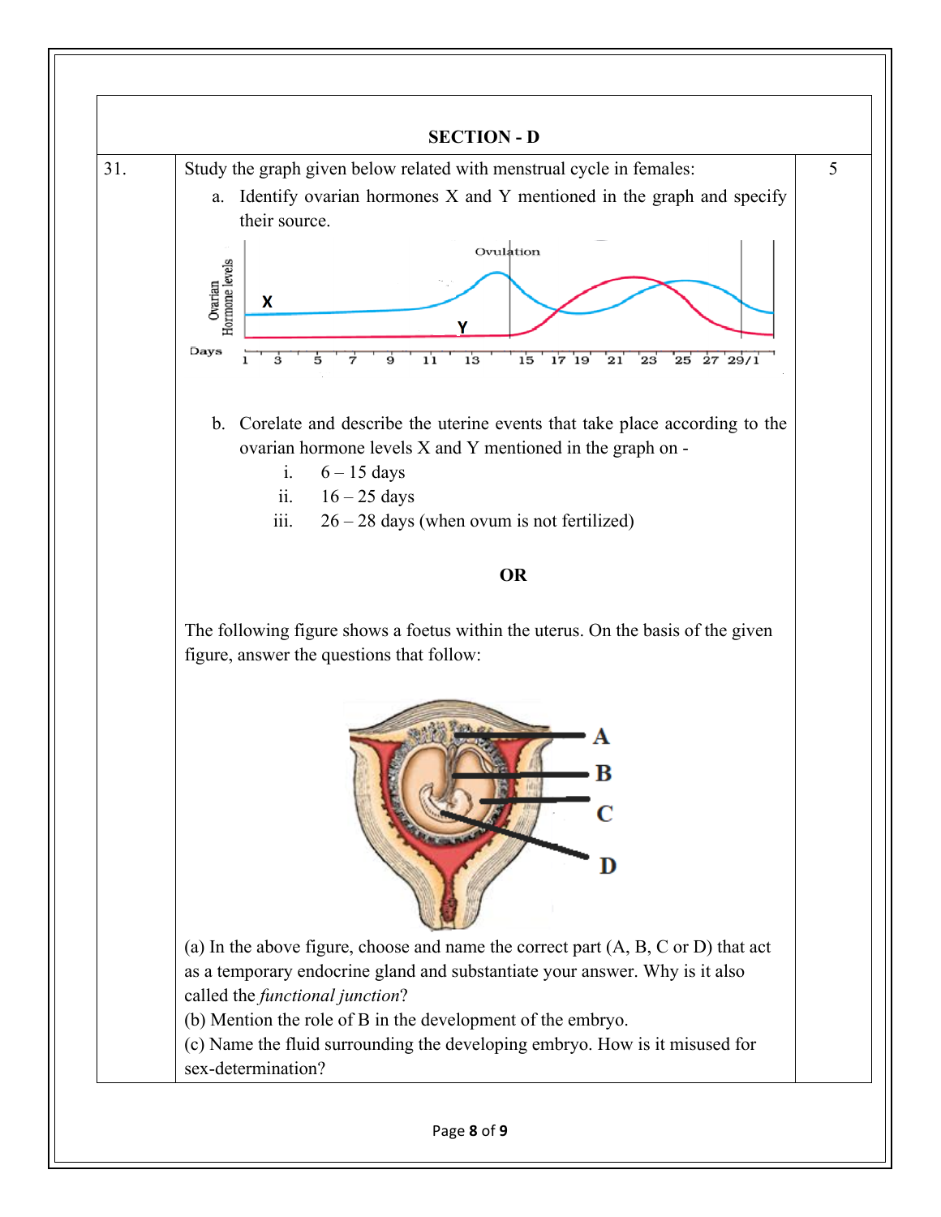## SECTION - D

| | | |
|---|---|---|
| 31. | Study the graph given below related with menstrual cycle in females:<br>a. Identify ovarian hormones X and Y mentioned in the graph and specify their source.<br>b. Corelate and describe the uterine events that take place according to the ovarian hormone levels X and Y mentioned in the graph on -<br>i. 6 – 15 days<br>ii. 16 – 25 days<br>iii. 26 – 28 days (when ovum is not fertilized)<br><br>**OR**<br><br>The following figure shows a foetus within the uterus. On the basis of the given figure, answer the questions that follow:<br><br>(a) In the above figure, choose and name the correct part (A, B, C or D) that act as a temporary endocrine gland and substantiate your answer. Why is it also called the *functional junction*?<br>(b) Mention the role of B in the development of the embryo.<br>(c) Name the fluid surrounding the developing embryo. How is it misused for sex-determination? | 5 |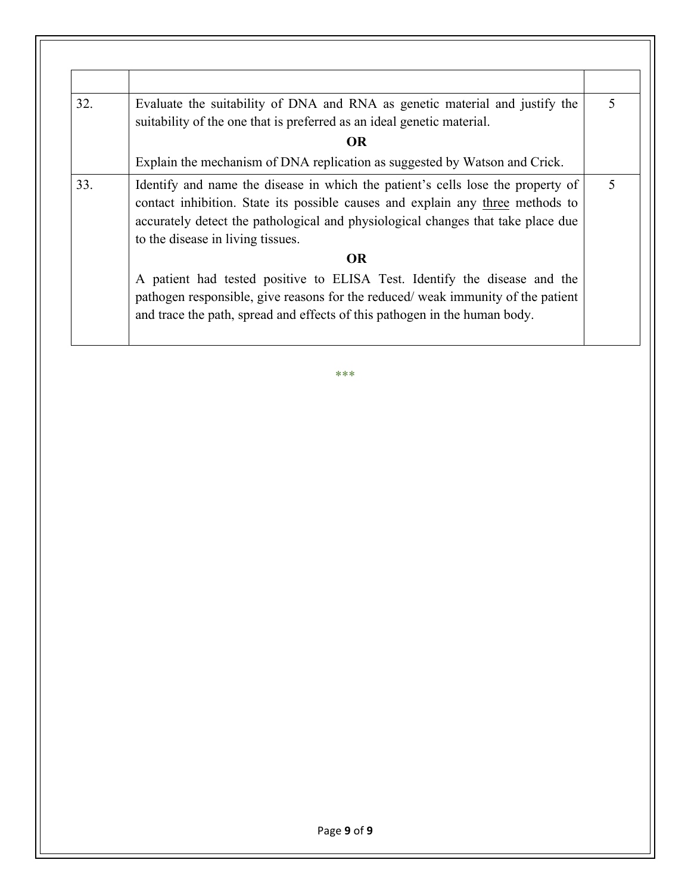| | | |
|---|---|---|
| 32. | Evaluate the suitability of DNA and RNA as genetic material and justify the suitability of the one that is preferred as an ideal genetic material.<br>**OR**<br>Explain the mechanism of DNA replication as suggested by Watson and Crick. | 5 |
| 33. | Identify and name the disease in which the patient's cells lose the property of contact inhibition. State its possible causes and explain any <u>three</u> methods to accurately detect the pathological and physiological changes that take place due to the disease in living tissues.<br>**OR**<br>A patient had tested positive to ELISA Test. Identify the disease and the pathogen responsible, give reasons for the reduced/ weak immunity of the patient and trace the path, spread and effects of this pathogen in the human body. | 5 |

***